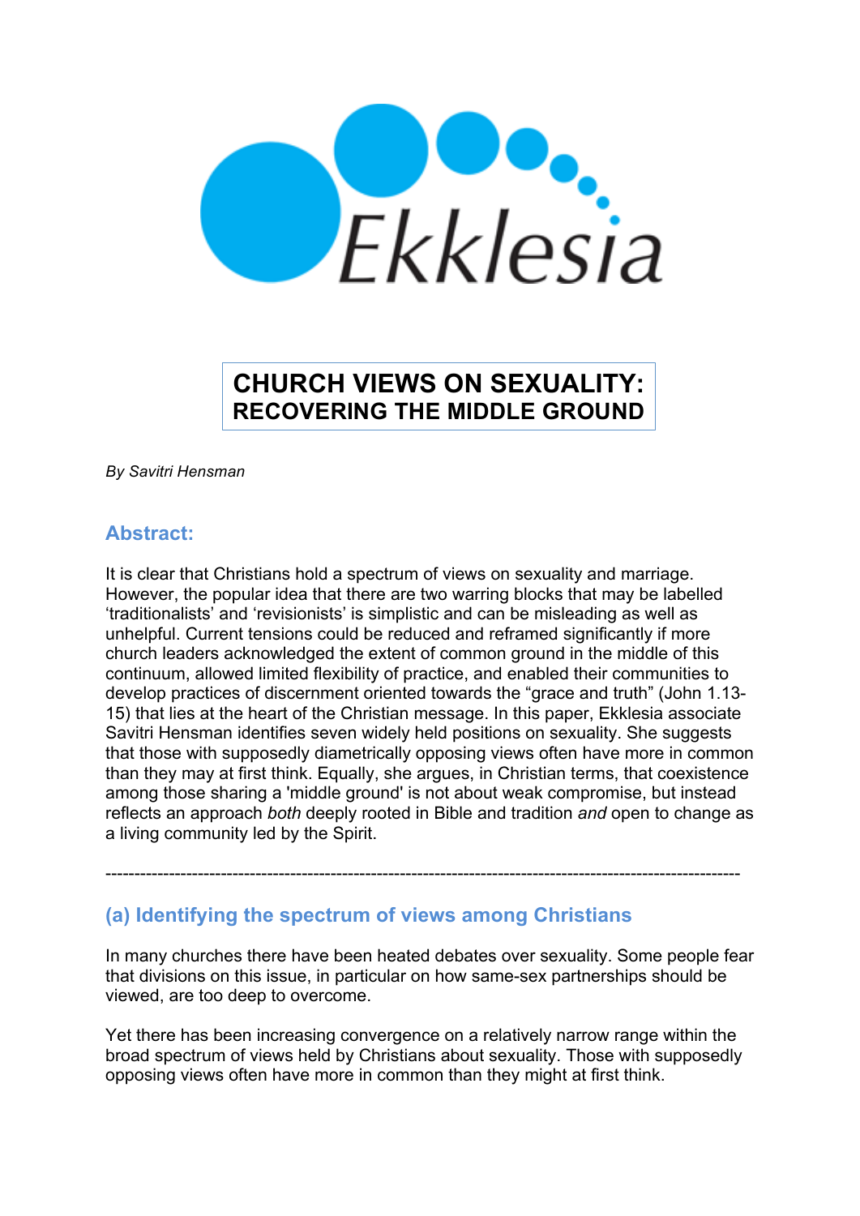Ekklesia

# CHURCH VIEWS ON SEXUALITY: RECOVERING THE MIDDLE GROUND

*By Savitri Hensman*

## Abstract:

It is clear that Christians hold a spectrum of views on sexuality and marriage. However, the popular idea that there are two warring blocks that may be labelled 'traditionalists' and 'revisionists' is simplistic and can be misleading as well as unhelpful. Current tensions could be reduced and reframed significantly if more church leaders acknowledged the extent of common ground in the middle of this continuum, allowed limited flexibility of practice, and enabled their communities to develop practices of discernment oriented towards the "grace and truth" (John 1.13-15) that lies at the heart of the Christian message. In this paper, Ekklesia associate Savitri Hensman identifies seven widely held positions on sexuality. She suggests that those with supposedly diametrically opposing views often have more in common than they may at first think. Equally, she argues, in Christian terms, that coexistence among those sharing a 'middle ground' is not about weak compromise, but instead reflects an approach *both* deeply rooted in Bible and tradition *and* open to change as a living community led by the Spirit.

---

## (a) Identifying the spectrum of views among Christians

In many churches there have been heated debates over sexuality. Some people fear that divisions on this issue, in particular on how same-sex partnerships should be viewed, are too deep to overcome.

Yet there has been increasing convergence on a relatively narrow range within the broad spectrum of views held by Christians about sexuality. Those with supposedly opposing views often have more in common than they might at first think.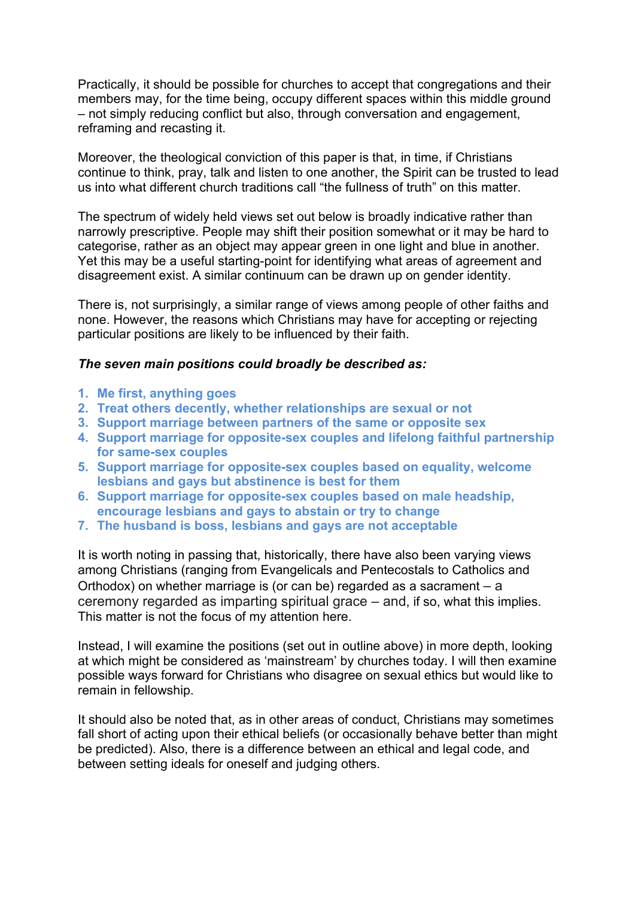Practically, it should be possible for churches to accept that congregations and their members may, for the time being, occupy different spaces within this middle ground – not simply reducing conflict but also, through conversation and engagement, reframing and recasting it.

Moreover, the theological conviction of this paper is that, in time, if Christians continue to think, pray, talk and listen to one another, the Spirit can be trusted to lead us into what different church traditions call "the fullness of truth" on this matter.

The spectrum of widely held views set out below is broadly indicative rather than narrowly prescriptive. People may shift their position somewhat or it may be hard to categorise, rather as an object may appear green in one light and blue in another. Yet this may be a useful starting-point for identifying what areas of agreement and disagreement exist. A similar continuum can be drawn up on gender identity.

There is, not surprisingly, a similar range of views among people of other faiths and none. However, the reasons which Christians may have for accepting or rejecting particular positions are likely to be influenced by their faith.

***The seven main positions could broadly be described as:***

1. **Me first, anything goes**
2. **Treat others decently, whether relationships are sexual or not**
3. **Support marriage between partners of the same or opposite sex**
4. **Support marriage for opposite-sex couples and lifelong faithful partnership for same-sex couples**
5. **Support marriage for opposite-sex couples based on equality, welcome lesbians and gays but abstinence is best for them**
6. **Support marriage for opposite-sex couples based on male headship, encourage lesbians and gays to abstain or try to change**
7. **The husband is boss, lesbians and gays are not acceptable**

It is worth noting in passing that, historically, there have also been varying views among Christians (ranging from Evangelicals and Pentecostals to Catholics and Orthodox) on whether marriage is (or can be) regarded as a sacrament – a ceremony regarded as imparting spiritual grace – and, if so, what this implies. This matter is not the focus of my attention here.

Instead, I will examine the positions (set out in outline above) in more depth, looking at which might be considered as 'mainstream' by churches today. I will then examine possible ways forward for Christians who disagree on sexual ethics but would like to remain in fellowship.

It should also be noted that, as in other areas of conduct, Christians may sometimes fall short of acting upon their ethical beliefs (or occasionally behave better than might be predicted). Also, there is a difference between an ethical and legal code, and between setting ideals for oneself and judging others.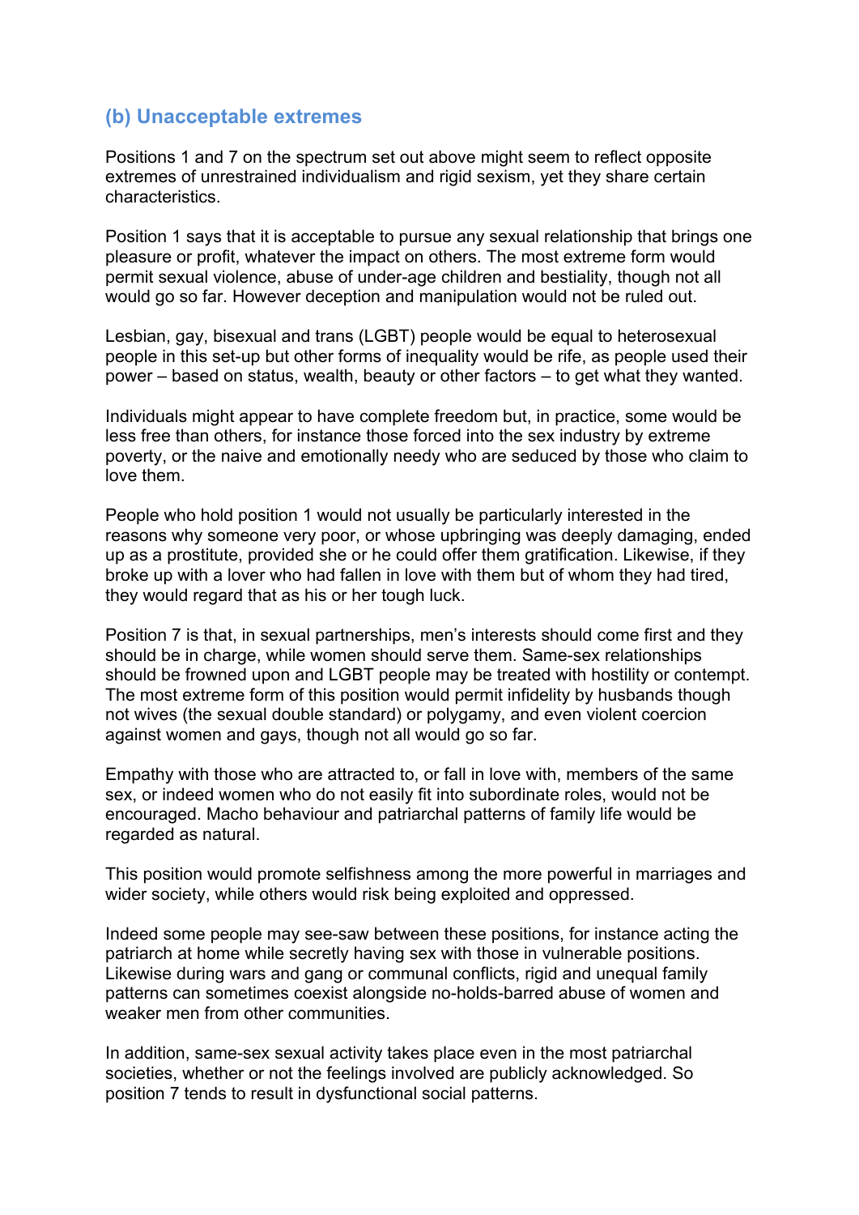### (b) Unacceptable extremes

Positions 1 and 7 on the spectrum set out above might seem to reflect opposite extremes of unrestrained individualism and rigid sexism, yet they share certain characteristics.

Position 1 says that it is acceptable to pursue any sexual relationship that brings one pleasure or profit, whatever the impact on others. The most extreme form would permit sexual violence, abuse of under-age children and bestiality, though not all would go so far. However deception and manipulation would not be ruled out.

Lesbian, gay, bisexual and trans (LGBT) people would be equal to heterosexual people in this set-up but other forms of inequality would be rife, as people used their power – based on status, wealth, beauty or other factors – to get what they wanted.

Individuals might appear to have complete freedom but, in practice, some would be less free than others, for instance those forced into the sex industry by extreme poverty, or the naive and emotionally needy who are seduced by those who claim to love them.

People who hold position 1 would not usually be particularly interested in the reasons why someone very poor, or whose upbringing was deeply damaging, ended up as a prostitute, provided she or he could offer them gratification. Likewise, if they broke up with a lover who had fallen in love with them but of whom they had tired, they would regard that as his or her tough luck.

Position 7 is that, in sexual partnerships, men's interests should come first and they should be in charge, while women should serve them. Same-sex relationships should be frowned upon and LGBT people may be treated with hostility or contempt. The most extreme form of this position would permit infidelity by husbands though not wives (the sexual double standard) or polygamy, and even violent coercion against women and gays, though not all would go so far.

Empathy with those who are attracted to, or fall in love with, members of the same sex, or indeed women who do not easily fit into subordinate roles, would not be encouraged. Macho behaviour and patriarchal patterns of family life would be regarded as natural.

This position would promote selfishness among the more powerful in marriages and wider society, while others would risk being exploited and oppressed.

Indeed some people may see-saw between these positions, for instance acting the patriarch at home while secretly having sex with those in vulnerable positions. Likewise during wars and gang or communal conflicts, rigid and unequal family patterns can sometimes coexist alongside no-holds-barred abuse of women and weaker men from other communities.

In addition, same-sex sexual activity takes place even in the most patriarchal societies, whether or not the feelings involved are publicly acknowledged. So position 7 tends to result in dysfunctional social patterns.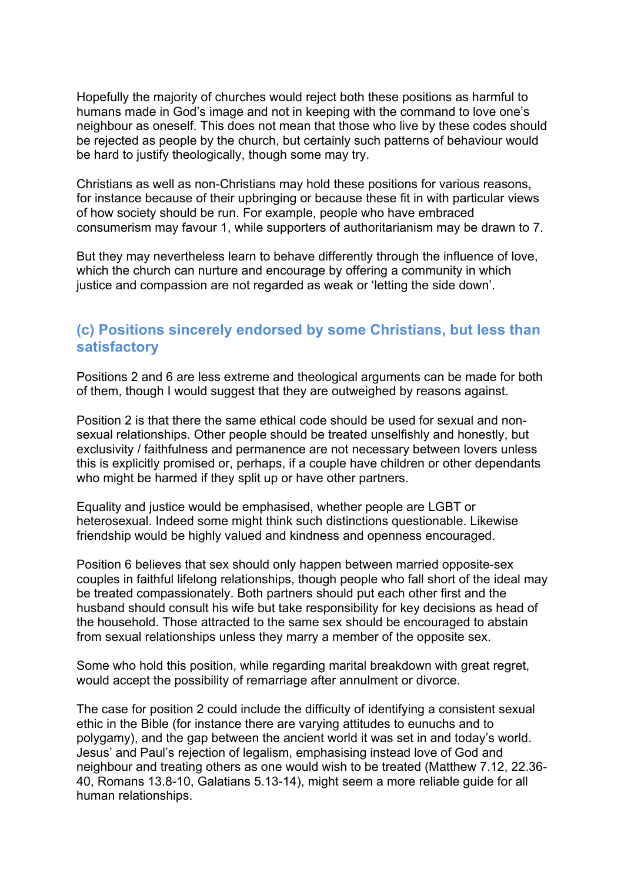Hopefully the majority of churches would reject both these positions as harmful to humans made in God's image and not in keeping with the command to love one's neighbour as oneself. This does not mean that those who live by these codes should be rejected as people by the church, but certainly such patterns of behaviour would be hard to justify theologically, though some may try.

Christians as well as non-Christians may hold these positions for various reasons, for instance because of their upbringing or because these fit in with particular views of how society should be run. For example, people who have embraced consumerism may favour 1, while supporters of authoritarianism may be drawn to 7.

But they may nevertheless learn to behave differently through the influence of love, which the church can nurture and encourage by offering a community in which justice and compassion are not regarded as weak or 'letting the side down'.

## (c) Positions sincerely endorsed by some Christians, but less than satisfactory

Positions 2 and 6 are less extreme and theological arguments can be made for both of them, though I would suggest that they are outweighed by reasons against.

Position 2 is that there the same ethical code should be used for sexual and non-sexual relationships. Other people should be treated unselfishly and honestly, but exclusivity / faithfulness and permanence are not necessary between lovers unless this is explicitly promised or, perhaps, if a couple have children or other dependants who might be harmed if they split up or have other partners.

Equality and justice would be emphasised, whether people are LGBT or heterosexual. Indeed some might think such distinctions questionable. Likewise friendship would be highly valued and kindness and openness encouraged.

Position 6 believes that sex should only happen between married opposite-sex couples in faithful lifelong relationships, though people who fall short of the ideal may be treated compassionately. Both partners should put each other first and the husband should consult his wife but take responsibility for key decisions as head of the household. Those attracted to the same sex should be encouraged to abstain from sexual relationships unless they marry a member of the opposite sex.

Some who hold this position, while regarding marital breakdown with great regret, would accept the possibility of remarriage after annulment or divorce.

The case for position 2 could include the difficulty of identifying a consistent sexual ethic in the Bible (for instance there are varying attitudes to eunuchs and to polygamy), and the gap between the ancient world it was set in and today's world. Jesus' and Paul's rejection of legalism, emphasising instead love of God and neighbour and treating others as one would wish to be treated (Matthew 7.12, 22.36-40, Romans 13.8-10, Galatians 5.13-14), might seem a more reliable guide for all human relationships.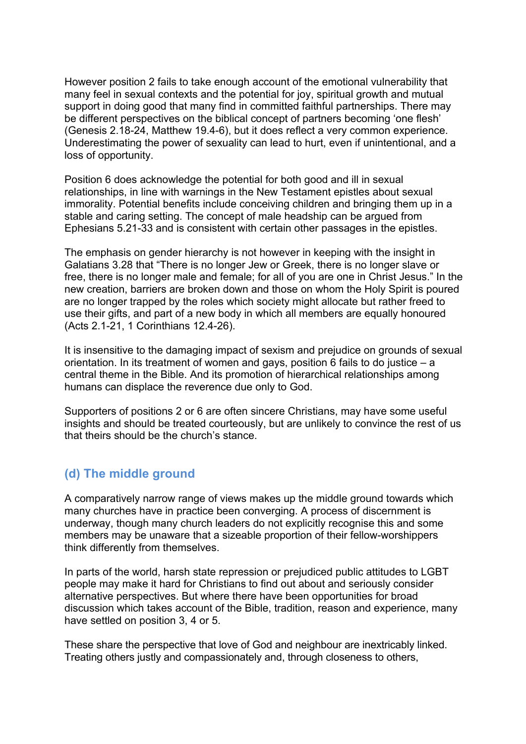However position 2 fails to take enough account of the emotional vulnerability that many feel in sexual contexts and the potential for joy, spiritual growth and mutual support in doing good that many find in committed faithful partnerships. There may be different perspectives on the biblical concept of partners becoming 'one flesh' (Genesis 2.18-24, Matthew 19.4-6), but it does reflect a very common experience. Underestimating the power of sexuality can lead to hurt, even if unintentional, and a loss of opportunity.

Position 6 does acknowledge the potential for both good and ill in sexual relationships, in line with warnings in the New Testament epistles about sexual immorality. Potential benefits include conceiving children and bringing them up in a stable and caring setting. The concept of male headship can be argued from Ephesians 5.21-33 and is consistent with certain other passages in the epistles.

The emphasis on gender hierarchy is not however in keeping with the insight in Galatians 3.28 that "There is no longer Jew or Greek, there is no longer slave or free, there is no longer male and female; for all of you are one in Christ Jesus." In the new creation, barriers are broken down and those on whom the Holy Spirit is poured are no longer trapped by the roles which society might allocate but rather freed to use their gifts, and part of a new body in which all members are equally honoured (Acts 2.1-21, 1 Corinthians 12.4-26).

It is insensitive to the damaging impact of sexism and prejudice on grounds of sexual orientation. In its treatment of women and gays, position 6 fails to do justice – a central theme in the Bible. And its promotion of hierarchical relationships among humans can displace the reverence due only to God.

Supporters of positions 2 or 6 are often sincere Christians, may have some useful insights and should be treated courteously, but are unlikely to convince the rest of us that theirs should be the church's stance.

## (d) The middle ground

A comparatively narrow range of views makes up the middle ground towards which many churches have in practice been converging. A process of discernment is underway, though many church leaders do not explicitly recognise this and some members may be unaware that a sizeable proportion of their fellow-worshippers think differently from themselves.

In parts of the world, harsh state repression or prejudiced public attitudes to LGBT people may make it hard for Christians to find out about and seriously consider alternative perspectives. But where there have been opportunities for broad discussion which takes account of the Bible, tradition, reason and experience, many have settled on position 3, 4 or 5.

These share the perspective that love of God and neighbour are inextricably linked. Treating others justly and compassionately and, through closeness to others,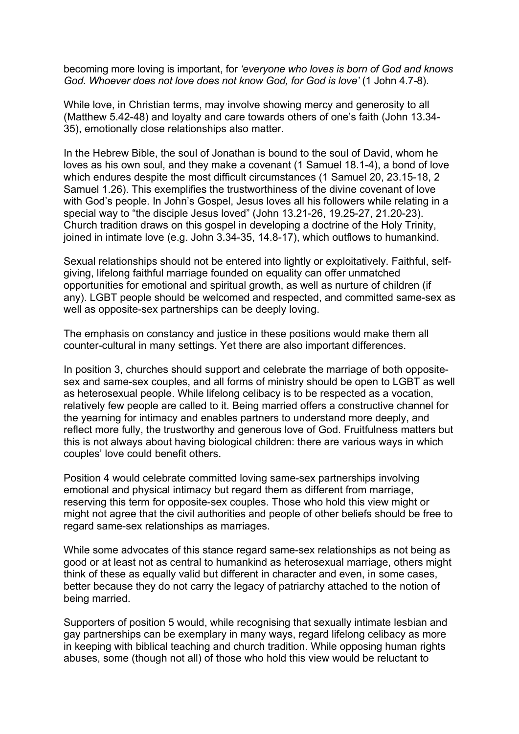becoming more loving is important, for *'everyone who loves is born of God and knows God. Whoever does not love does not know God, for God is love'* (1 John 4.7-8).

While love, in Christian terms, may involve showing mercy and generosity to all (Matthew 5.42-48) and loyalty and care towards others of one's faith (John 13.34-35), emotionally close relationships also matter.

In the Hebrew Bible, the soul of Jonathan is bound to the soul of David, whom he loves as his own soul, and they make a covenant (1 Samuel 18.1-4), a bond of love which endures despite the most difficult circumstances (1 Samuel 20, 23.15-18, 2 Samuel 1.26). This exemplifies the trustworthiness of the divine covenant of love with God's people. In John's Gospel, Jesus loves all his followers while relating in a special way to "the disciple Jesus loved" (John 13.21-26, 19.25-27, 21.20-23). Church tradition draws on this gospel in developing a doctrine of the Holy Trinity, joined in intimate love (e.g. John 3.34-35, 14.8-17), which outflows to humankind.

Sexual relationships should not be entered into lightly or exploitatively. Faithful, self-giving, lifelong faithful marriage founded on equality can offer unmatched opportunities for emotional and spiritual growth, as well as nurture of children (if any). LGBT people should be welcomed and respected, and committed same-sex as well as opposite-sex partnerships can be deeply loving.

The emphasis on constancy and justice in these positions would make them all counter-cultural in many settings. Yet there are also important differences.

In position 3, churches should support and celebrate the marriage of both opposite-sex and same-sex couples, and all forms of ministry should be open to LGBT as well as heterosexual people. While lifelong celibacy is to be respected as a vocation, relatively few people are called to it. Being married offers a constructive channel for the yearning for intimacy and enables partners to understand more deeply, and reflect more fully, the trustworthy and generous love of God. Fruitfulness matters but this is not always about having biological children: there are various ways in which couples' love could benefit others.

Position 4 would celebrate committed loving same-sex partnerships involving emotional and physical intimacy but regard them as different from marriage, reserving this term for opposite-sex couples. Those who hold this view might or might not agree that the civil authorities and people of other beliefs should be free to regard same-sex relationships as marriages.

While some advocates of this stance regard same-sex relationships as not being as good or at least not as central to humankind as heterosexual marriage, others might think of these as equally valid but different in character and even, in some cases, better because they do not carry the legacy of patriarchy attached to the notion of being married.

Supporters of position 5 would, while recognising that sexually intimate lesbian and gay partnerships can be exemplary in many ways, regard lifelong celibacy as more in keeping with biblical teaching and church tradition. While opposing human rights abuses, some (though not all) of those who hold this view would be reluctant to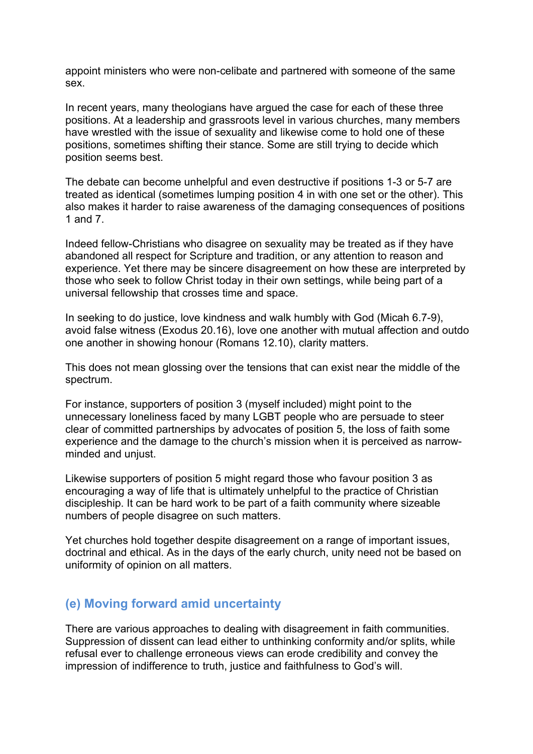appoint ministers who were non-celibate and partnered with someone of the same sex.

In recent years, many theologians have argued the case for each of these three positions. At a leadership and grassroots level in various churches, many members have wrestled with the issue of sexuality and likewise come to hold one of these positions, sometimes shifting their stance. Some are still trying to decide which position seems best.

The debate can become unhelpful and even destructive if positions 1-3 or 5-7 are treated as identical (sometimes lumping position 4 in with one set or the other). This also makes it harder to raise awareness of the damaging consequences of positions 1 and 7.

Indeed fellow-Christians who disagree on sexuality may be treated as if they have abandoned all respect for Scripture and tradition, or any attention to reason and experience. Yet there may be sincere disagreement on how these are interpreted by those who seek to follow Christ today in their own settings, while being part of a universal fellowship that crosses time and space.

In seeking to do justice, love kindness and walk humbly with God (Micah 6.7-9), avoid false witness (Exodus 20.16), love one another with mutual affection and outdo one another in showing honour (Romans 12.10), clarity matters.

This does not mean glossing over the tensions that can exist near the middle of the spectrum.

For instance, supporters of position 3 (myself included) might point to the unnecessary loneliness faced by many LGBT people who are persuade to steer clear of committed partnerships by advocates of position 5, the loss of faith some experience and the damage to the church's mission when it is perceived as narrow-minded and unjust.

Likewise supporters of position 5 might regard those who favour position 3 as encouraging a way of life that is ultimately unhelpful to the practice of Christian discipleship. It can be hard work to be part of a faith community where sizeable numbers of people disagree on such matters.

Yet churches hold together despite disagreement on a range of important issues, doctrinal and ethical. As in the days of the early church, unity need not be based on uniformity of opinion on all matters.

## (e) Moving forward amid uncertainty

There are various approaches to dealing with disagreement in faith communities. Suppression of dissent can lead either to unthinking conformity and/or splits, while refusal ever to challenge erroneous views can erode credibility and convey the impression of indifference to truth, justice and faithfulness to God's will.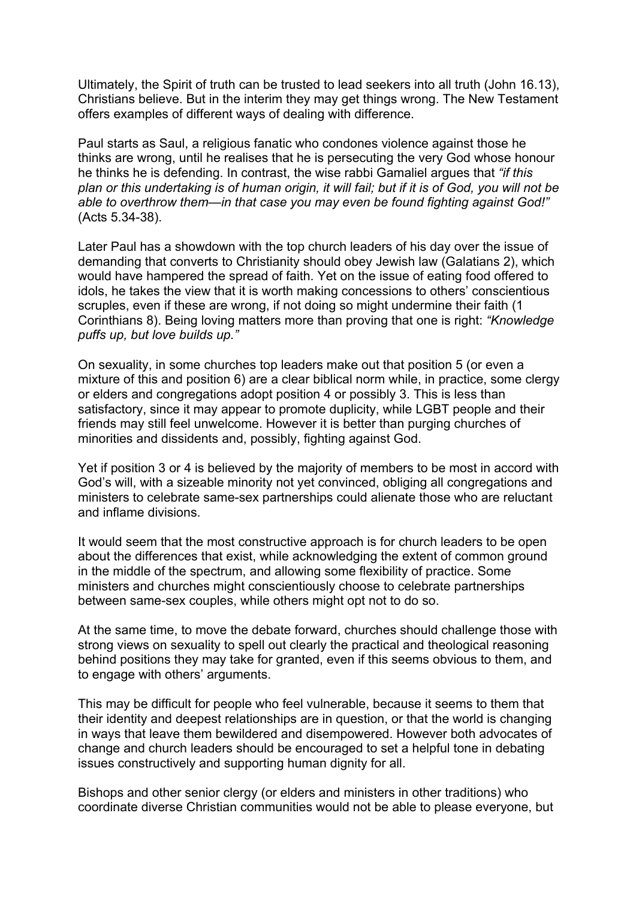Ultimately, the Spirit of truth can be trusted to lead seekers into all truth (John 16.13), Christians believe. But in the interim they may get things wrong. The New Testament offers examples of different ways of dealing with difference.

Paul starts as Saul, a religious fanatic who condones violence against those he thinks are wrong, until he realises that he is persecuting the very God whose honour he thinks he is defending. In contrast, the wise rabbi Gamaliel argues that *"if this plan or this undertaking is of human origin, it will fail; but if it is of God, you will not be able to overthrow them—in that case you may even be found fighting against God!"* (Acts 5.34-38).

Later Paul has a showdown with the top church leaders of his day over the issue of demanding that converts to Christianity should obey Jewish law (Galatians 2), which would have hampered the spread of faith. Yet on the issue of eating food offered to idols, he takes the view that it is worth making concessions to others' conscientious scruples, even if these are wrong, if not doing so might undermine their faith (1 Corinthians 8). Being loving matters more than proving that one is right: *"Knowledge puffs up, but love builds up."*

On sexuality, in some churches top leaders make out that position 5 (or even a mixture of this and position 6) are a clear biblical norm while, in practice, some clergy or elders and congregations adopt position 4 or possibly 3. This is less than satisfactory, since it may appear to promote duplicity, while LGBT people and their friends may still feel unwelcome. However it is better than purging churches of minorities and dissidents and, possibly, fighting against God.

Yet if position 3 or 4 is believed by the majority of members to be most in accord with God's will, with a sizeable minority not yet convinced, obliging all congregations and ministers to celebrate same-sex partnerships could alienate those who are reluctant and inflame divisions.

It would seem that the most constructive approach is for church leaders to be open about the differences that exist, while acknowledging the extent of common ground in the middle of the spectrum, and allowing some flexibility of practice. Some ministers and churches might conscientiously choose to celebrate partnerships between same-sex couples, while others might opt not to do so.

At the same time, to move the debate forward, churches should challenge those with strong views on sexuality to spell out clearly the practical and theological reasoning behind positions they may take for granted, even if this seems obvious to them, and to engage with others' arguments.

This may be difficult for people who feel vulnerable, because it seems to them that their identity and deepest relationships are in question, or that the world is changing in ways that leave them bewildered and disempowered. However both advocates of change and church leaders should be encouraged to set a helpful tone in debating issues constructively and supporting human dignity for all.

Bishops and other senior clergy (or elders and ministers in other traditions) who coordinate diverse Christian communities would not be able to please everyone, but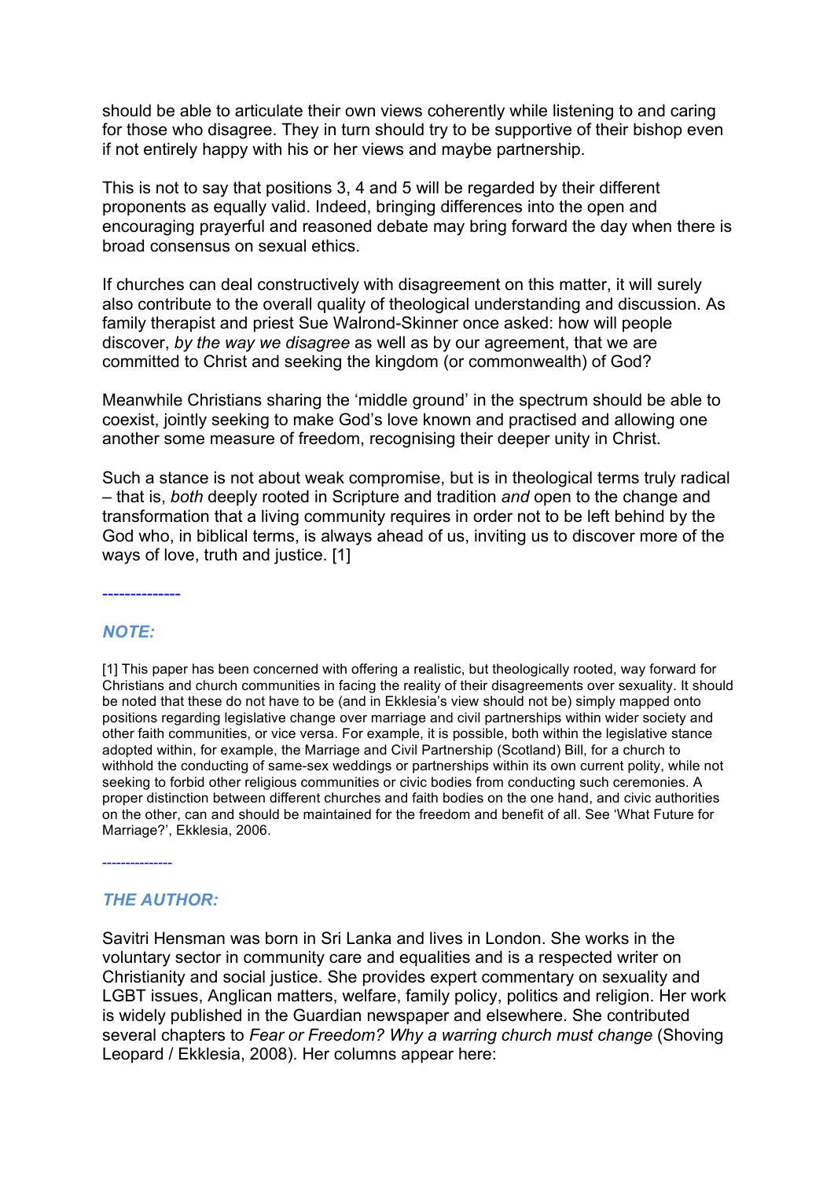should be able to articulate their own views coherently while listening to and caring for those who disagree. They in turn should try to be supportive of their bishop even if not entirely happy with his or her views and maybe partnership.

This is not to say that positions 3, 4 and 5 will be regarded by their different proponents as equally valid. Indeed, bringing differences into the open and encouraging prayerful and reasoned debate may bring forward the day when there is broad consensus on sexual ethics.

If churches can deal constructively with disagreement on this matter, it will surely also contribute to the overall quality of theological understanding and discussion. As family therapist and priest Sue Walrond-Skinner once asked: how will people discover, *by the way we disagree* as well as by our agreement, that we are committed to Christ and seeking the kingdom (or commonwealth) of God?

Meanwhile Christians sharing the 'middle ground' in the spectrum should be able to coexist, jointly seeking to make God's love known and practised and allowing one another some measure of freedom, recognising their deeper unity in Christ.

Such a stance is not about weak compromise, but is in theological terms truly radical – that is, *both* deeply rooted in Scripture and tradition *and* open to the change and transformation that a living community requires in order not to be left behind by the God who, in biblical terms, is always ahead of us, inviting us to discover more of the ways of love, truth and justice. [1]

---

### *NOTE:*

[1] This paper has been concerned with offering a realistic, but theologically rooted, way forward for Christians and church communities in facing the reality of their disagreements over sexuality. It should be noted that these do not have to be (and in Ekklesia's view should not be) simply mapped onto positions regarding legislative change over marriage and civil partnerships within wider society and other faith communities, or vice versa. For example, it is possible, both within the legislative stance adopted within, for example, the Marriage and Civil Partnership (Scotland) Bill, for a church to withhold the conducting of same-sex weddings or partnerships within its own current polity, while not seeking to forbid other religious communities or civic bodies from conducting such ceremonies. A proper distinction between different churches and faith bodies on the one hand, and civic authorities on the other, can and should be maintained for the freedom and benefit of all. See 'What Future for Marriage?', Ekklesia, 2006.

---

### *THE AUTHOR:*

Savitri Hensman was born in Sri Lanka and lives in London. She works in the voluntary sector in community care and equalities and is a respected writer on Christianity and social justice. She provides expert commentary on sexuality and LGBT issues, Anglican matters, welfare, family policy, politics and religion. Her work is widely published in the Guardian newspaper and elsewhere. She contributed several chapters to *Fear or Freedom? Why a warring church must change* (Shoving Leopard / Ekklesia, 2008). Her columns appear here: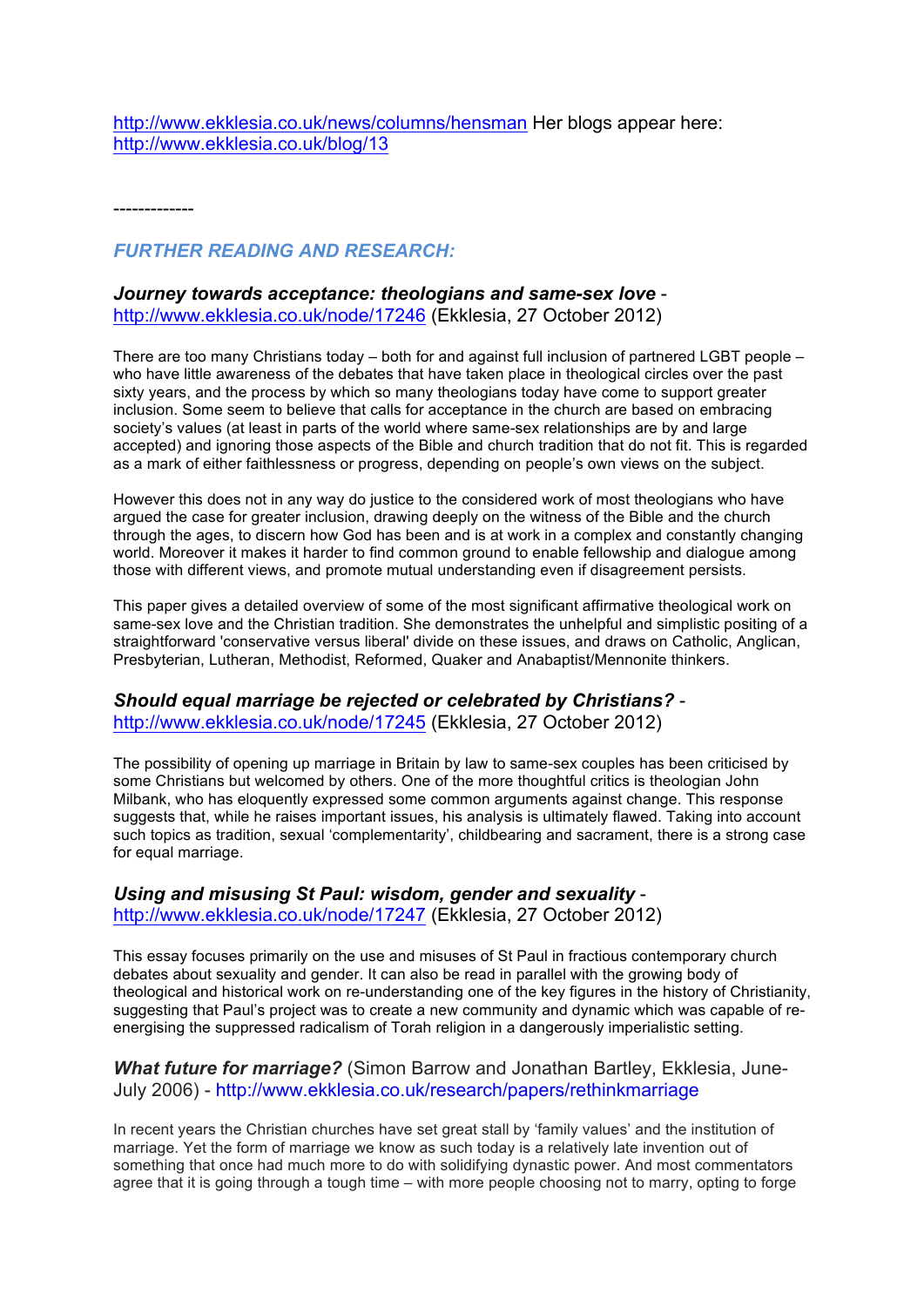http://www.ekklesia.co.uk/news/columns/hensman Her blogs appear here: http://www.ekklesia.co.uk/blog/13

-------------

## *FURTHER READING AND RESEARCH:*

### ***Journey towards acceptance: theologians and same-sex love*** - http://www.ekklesia.co.uk/node/17246 (Ekklesia, 27 October 2012)

There are too many Christians today – both for and against full inclusion of partnered LGBT people – who have little awareness of the debates that have taken place in theological circles over the past sixty years, and the process by which so many theologians today have come to support greater inclusion. Some seem to believe that calls for acceptance in the church are based on embracing society's values (at least in parts of the world where same-sex relationships are by and large accepted) and ignoring those aspects of the Bible and church tradition that do not fit. This is regarded as a mark of either faithlessness or progress, depending on people's own views on the subject.

However this does not in any way do justice to the considered work of most theologians who have argued the case for greater inclusion, drawing deeply on the witness of the Bible and the church through the ages, to discern how God has been and is at work in a complex and constantly changing world. Moreover it makes it harder to find common ground to enable fellowship and dialogue among those with different views, and promote mutual understanding even if disagreement persists.

This paper gives a detailed overview of some of the most significant affirmative theological work on same-sex love and the Christian tradition. She demonstrates the unhelpful and simplistic positing of a straightforward 'conservative versus liberal' divide on these issues, and draws on Catholic, Anglican, Presbyterian, Lutheran, Methodist, Reformed, Quaker and Anabaptist/Mennonite thinkers.

### ***Should equal marriage be rejected or celebrated by Christians?*** - http://www.ekklesia.co.uk/node/17245 (Ekklesia, 27 October 2012)

The possibility of opening up marriage in Britain by law to same-sex couples has been criticised by some Christians but welcomed by others. One of the more thoughtful critics is theologian John Milbank, who has eloquently expressed some common arguments against change. This response suggests that, while he raises important issues, his analysis is ultimately flawed. Taking into account such topics as tradition, sexual 'complementarity', childbearing and sacrament, there is a strong case for equal marriage.

### ***Using and misusing St Paul: wisdom, gender and sexuality*** - http://www.ekklesia.co.uk/node/17247 (Ekklesia, 27 October 2012)

This essay focuses primarily on the use and misuses of St Paul in fractious contemporary church debates about sexuality and gender. It can also be read in parallel with the growing body of theological and historical work on re-understanding one of the key figures in the history of Christianity, suggesting that Paul's project was to create a new community and dynamic which was capable of re-energising the suppressed radicalism of Torah religion in a dangerously imperialistic setting.

### ***What future for marriage?*** (Simon Barrow and Jonathan Bartley, Ekklesia, June-July 2006) - http://www.ekklesia.co.uk/research/papers/rethinkmarriage

In recent years the Christian churches have set great stall by 'family values' and the institution of marriage. Yet the form of marriage we know as such today is a relatively late invention out of something that once had much more to do with solidifying dynastic power. And most commentators agree that it is going through a tough time – with more people choosing not to marry, opting to forge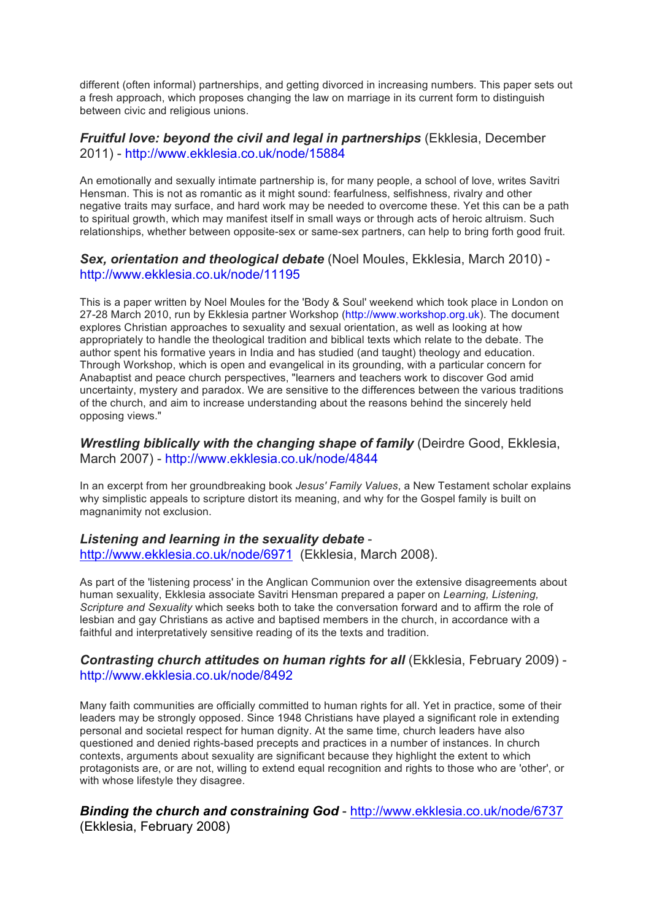different (often informal) partnerships, and getting divorced in increasing numbers. This paper sets out a fresh approach, which proposes changing the law on marriage in its current form to distinguish between civic and religious unions.

***Fruitful love: beyond the civil and legal in partnerships*** (Ekklesia, December 2011) - http://www.ekklesia.co.uk/node/15884

An emotionally and sexually intimate partnership is, for many people, a school of love, writes Savitri Hensman. This is not as romantic as it might sound: fearfulness, selfishness, rivalry and other negative traits may surface, and hard work may be needed to overcome these. Yet this can be a path to spiritual growth, which may manifest itself in small ways or through acts of heroic altruism. Such relationships, whether between opposite-sex or same-sex partners, can help to bring forth good fruit.

***Sex, orientation and theological debate*** (Noel Moules, Ekklesia, March 2010) - http://www.ekklesia.co.uk/node/11195

This is a paper written by Noel Moules for the 'Body & Soul' weekend which took place in London on 27-28 March 2010, run by Ekklesia partner Workshop (http://www.workshop.org.uk). The document explores Christian approaches to sexuality and sexual orientation, as well as looking at how appropriately to handle the theological tradition and biblical texts which relate to the debate. The author spent his formative years in India and has studied (and taught) theology and education. Through Workshop, which is open and evangelical in its grounding, with a particular concern for Anabaptist and peace church perspectives, "learners and teachers work to discover God amid uncertainty, mystery and paradox. We are sensitive to the differences between the various traditions of the church, and aim to increase understanding about the reasons behind the sincerely held opposing views."

***Wrestling biblically with the changing shape of family*** (Deirdre Good, Ekklesia, March 2007) - http://www.ekklesia.co.uk/node/4844

In an excerpt from her groundbreaking book *Jesus' Family Values*, a New Testament scholar explains why simplistic appeals to scripture distort its meaning, and why for the Gospel family is built on magnanimity not exclusion.

***Listening and learning in the sexuality debate*** - http://www.ekklesia.co.uk/node/6971 (Ekklesia, March 2008).

As part of the 'listening process' in the Anglican Communion over the extensive disagreements about human sexuality, Ekklesia associate Savitri Hensman prepared a paper on *Learning, Listening, Scripture and Sexuality* which seeks both to take the conversation forward and to affirm the role of lesbian and gay Christians as active and baptised members in the church, in accordance with a faithful and interpretatively sensitive reading of its the texts and tradition.

***Contrasting church attitudes on human rights for all*** (Ekklesia, February 2009) - http://www.ekklesia.co.uk/node/8492

Many faith communities are officially committed to human rights for all. Yet in practice, some of their leaders may be strongly opposed. Since 1948 Christians have played a significant role in extending personal and societal respect for human dignity. At the same time, church leaders have also questioned and denied rights-based precepts and practices in a number of instances. In church contexts, arguments about sexuality are significant because they highlight the extent to which protagonists are, or are not, willing to extend equal recognition and rights to those who are 'other', or with whose lifestyle they disagree.

***Binding the church and constraining God*** - http://www.ekklesia.co.uk/node/6737 (Ekklesia, February 2008)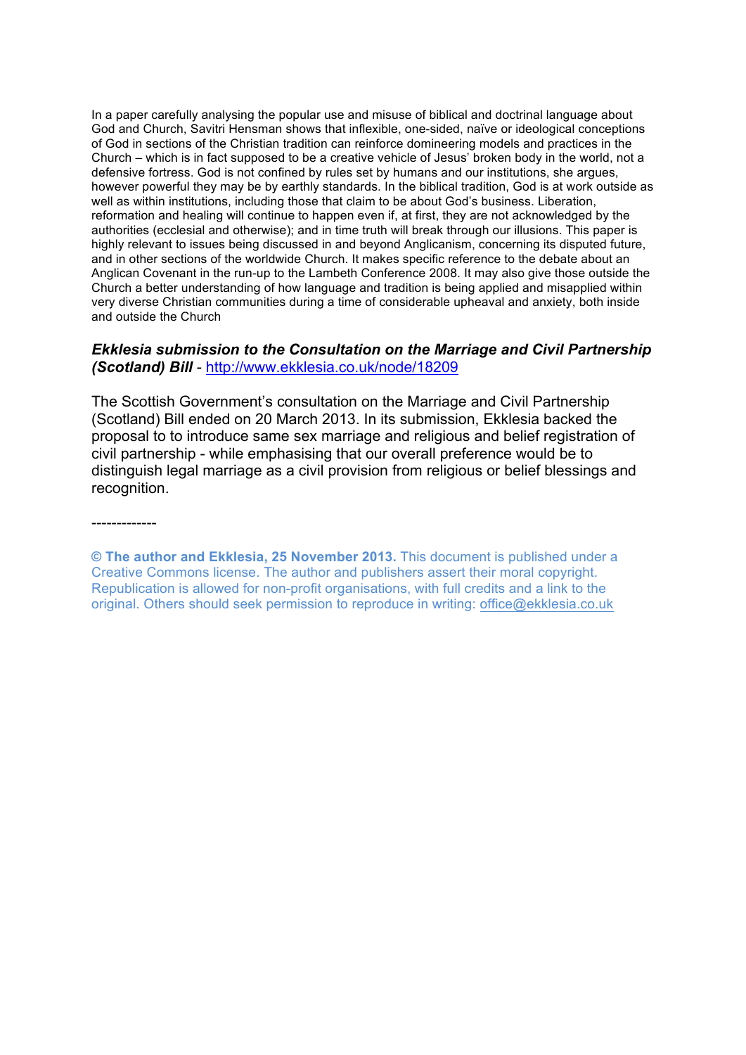In a paper carefully analysing the popular use and misuse of biblical and doctrinal language about God and Church, Savitri Hensman shows that inflexible, one-sided, naïve or ideological conceptions of God in sections of the Christian tradition can reinforce domineering models and practices in the Church – which is in fact supposed to be a creative vehicle of Jesus' broken body in the world, not a defensive fortress. God is not confined by rules set by humans and our institutions, she argues, however powerful they may be by earthly standards. In the biblical tradition, God is at work outside as well as within institutions, including those that claim to be about God's business. Liberation, reformation and healing will continue to happen even if, at first, they are not acknowledged by the authorities (ecclesial and otherwise); and in time truth will break through our illusions. This paper is highly relevant to issues being discussed in and beyond Anglicanism, concerning its disputed future, and in other sections of the worldwide Church. It makes specific reference to the debate about an Anglican Covenant in the run-up to the Lambeth Conference 2008. It may also give those outside the Church a better understanding of how language and tradition is being applied and misapplied within very diverse Christian communities during a time of considerable upheaval and anxiety, both inside and outside the Church

***Ekklesia submission to the Consultation on the Marriage and Civil Partnership (Scotland) Bill*** - http://www.ekklesia.co.uk/node/18209

The Scottish Government's consultation on the Marriage and Civil Partnership (Scotland) Bill ended on 20 March 2013. In its submission, Ekklesia backed the proposal to to introduce same sex marriage and religious and belief registration of civil partnership - while emphasising that our overall preference would be to distinguish legal marriage as a civil provision from religious or belief blessings and recognition.

-------------

**© The author and Ekklesia, 25 November 2013.** This document is published under a Creative Commons license. The author and publishers assert their moral copyright. Republication is allowed for non-profit organisations, with full credits and a link to the original. Others should seek permission to reproduce in writing: office@ekklesia.co.uk